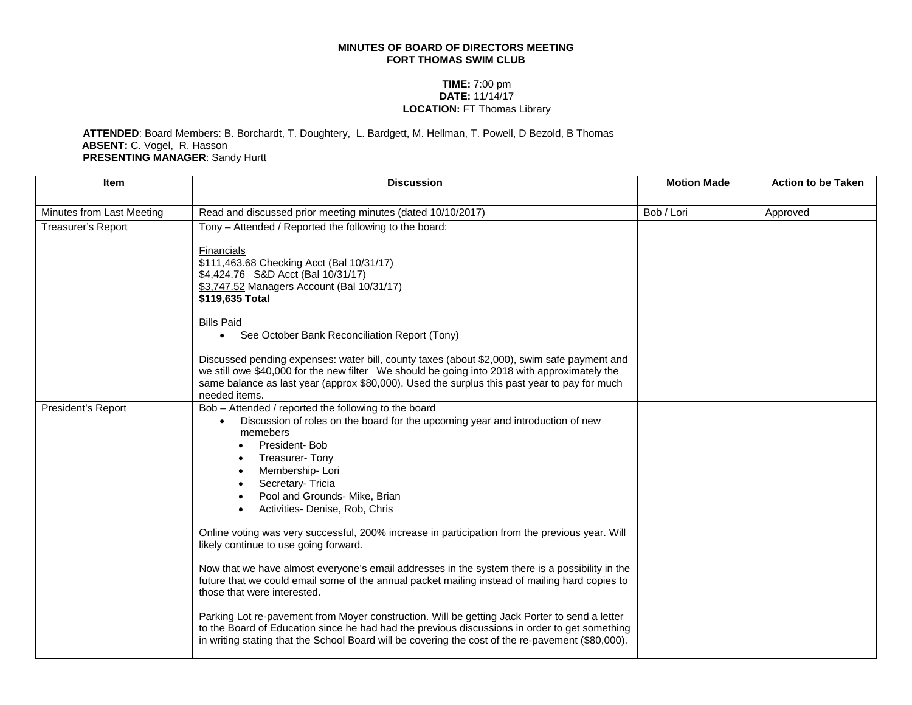**MINUTES OF BOARD OF DIRECTORS MEETING**
**FORT THOMAS SWIM CLUB**

**TIME:** 7:00 pm
**DATE:** 11/14/17
**LOCATION:** FT Thomas Library

**ATTENDED**: Board Members: B. Borchardt, T. Doughtery, L. Bardgett, M. Hellman, T. Powell, D Bezold, B Thomas
**ABSENT:** C. Vogel, R. Hasson
**PRESENTING MANAGER**: Sandy Hurtt

| Item | Discussion | Motion Made | Action to be Taken |
|---|---|---|---|
| Minutes from Last Meeting | Read and discussed prior meeting minutes (dated 10/10/2017) | Bob / Lori | Approved |
| Treasurer's Report | Tony – Attended / Reported the following to the board:<br><br>Financials<br>$111,463.68 Checking Acct (Bal 10/31/17)<br>$4,424.76 S&D Acct (Bal 10/31/17)<br>$3,747.52 Managers Account (Bal 10/31/17)<br>**$119,635 Total**<br><br>Bills Paid<br>• See October Bank Reconciliation Report (Tony)<br><br>Discussed pending expenses: water bill, county taxes (about $2,000), swim safe payment and we still owe $40,000 for the new filter We should be going into 2018 with approximately the same balance as last year (approx $80,000). Used the surplus this past year to pay for much needed items. | | |
| President's Report | Bob – Attended / reported the following to the board<br>• Discussion of roles on the board for the upcoming year and introduction of new memebers<br>  • President- Bob<br>  • Treasurer- Tony<br>  • Membership- Lori<br>  • Secretary- Tricia<br>  • Pool and Grounds- Mike, Brian<br>  • Activities- Denise, Rob, Chris<br><br>Online voting was very successful, 200% increase in participation from the previous year. Will likely continue to use going forward.<br><br>Now that we have almost everyone's email addresses in the system there is a possibility in the future that we could email some of the annual packet mailing instead of mailing hard copies to those that were interested.<br><br>Parking Lot re-pavement from Moyer construction. Will be getting Jack Porter to send a letter to the Board of Education since he had had the previous discussions in order to get something in writing stating that the School Board will be covering the cost of the re-pavement ($80,000). | | |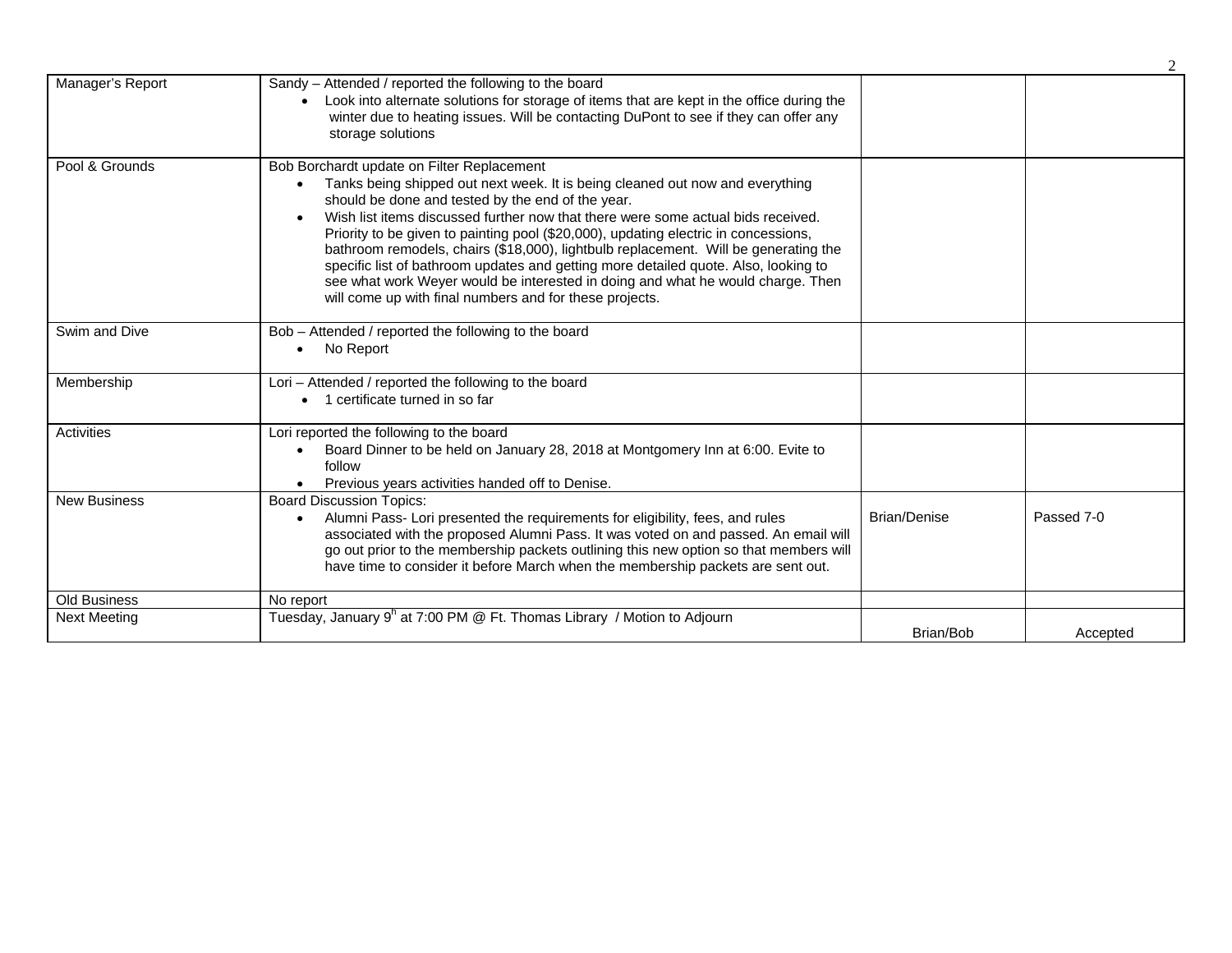| | | | |
|---|---|---|---|
| Manager's Report | Sandy – Attended / reported the following to the board<br>• Look into alternate solutions for storage of items that are kept in the office during the winter due to heating issues. Will be contacting DuPont to see if they can offer any storage solutions | | |
| Pool & Grounds | Bob Borchardt update on Filter Replacement<br>• Tanks being shipped out next week. It is being cleaned out now and everything should be done and tested by the end of the year.<br>• Wish list items discussed further now that there were some actual bids received. Priority to be given to painting pool ($20,000), updating electric in concessions, bathroom remodels, chairs ($18,000), lightbulb replacement. Will be generating the specific list of bathroom updates and getting more detailed quote. Also, looking to see what work Weyer would be interested in doing and what he would charge. Then will come up with final numbers and for these projects. | | |
| Swim and Dive | Bob – Attended / reported the following to the board<br>• No Report | | |
| Membership | Lori – Attended / reported the following to the board<br>• 1 certificate turned in so far | | |
| Activities | Lori reported the following to the board<br>• Board Dinner to be held on January 28, 2018 at Montgomery Inn at 6:00. Evite to follow<br>• Previous years activities handed off to Denise. | | |
| New Business | Board Discussion Topics:<br>• Alumni Pass- Lori presented the requirements for eligibility, fees, and rules associated with the proposed Alumni Pass. It was voted on and passed. An email will go out prior to the membership packets outlining this new option so that members will have time to consider it before March when the membership packets are sent out. | Brian/Denise | Passed 7-0 |
| Old Business | No report | | |
| Next Meeting | Tuesday, January 9h at 7:00 PM @ Ft. Thomas Library / Motion to Adjourn | Brian/Bob | Accepted |